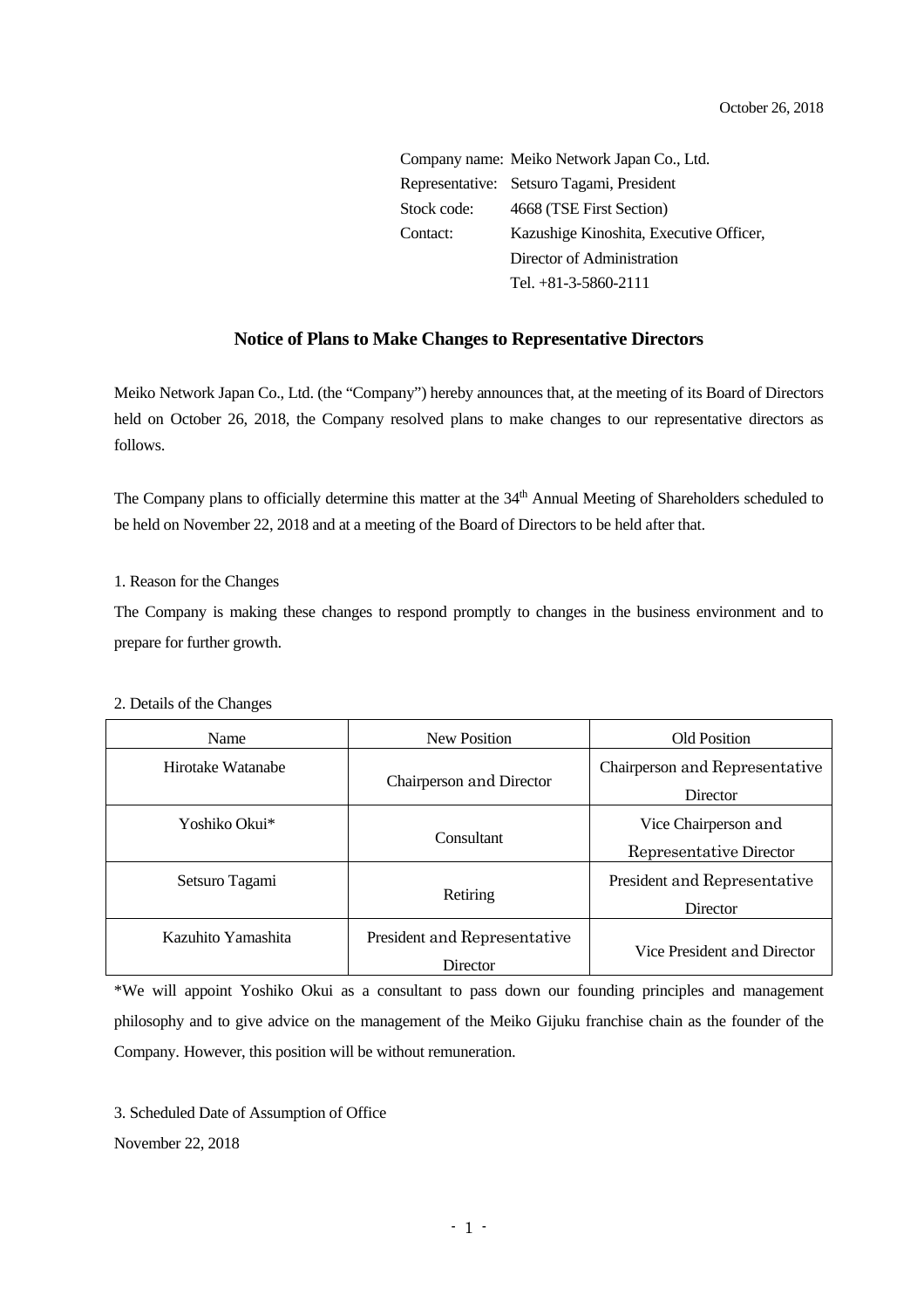October 26, 2018

Company name: Meiko Network Japan Co., Ltd.
Representative: Setsuro Tagami, President
Stock code: 4668 (TSE First Section)
Contact: Kazushige Kinoshita, Executive Officer, Director of Administration
Tel. +81-3-5860-2111

## Notice of Plans to Make Changes to Representative Directors

Meiko Network Japan Co., Ltd. (the "Company") hereby announces that, at the meeting of its Board of Directors held on October 26, 2018, the Company resolved plans to make changes to our representative directors as follows.

The Company plans to officially determine this matter at the 34th Annual Meeting of Shareholders scheduled to be held on November 22, 2018 and at a meeting of the Board of Directors to be held after that.

1. Reason for the Changes

The Company is making these changes to respond promptly to changes in the business environment and to prepare for further growth.

2. Details of the Changes

| Name | New Position | Old Position |
| --- | --- | --- |
| Hirotake Watanabe | Chairperson and Director | Chairperson and Representative Director |
| Yoshiko Okui* | Consultant | Vice Chairperson and Representative Director |
| Setsuro Tagami | Retiring | President and Representative Director |
| Kazuhito Yamashita | President and Representative Director | Vice President and Director |

*We will appoint Yoshiko Okui as a consultant to pass down our founding principles and management philosophy and to give advice on the management of the Meiko Gijuku franchise chain as the founder of the Company. However, this position will be without remuneration.

3. Scheduled Date of Assumption of Office

November 22, 2018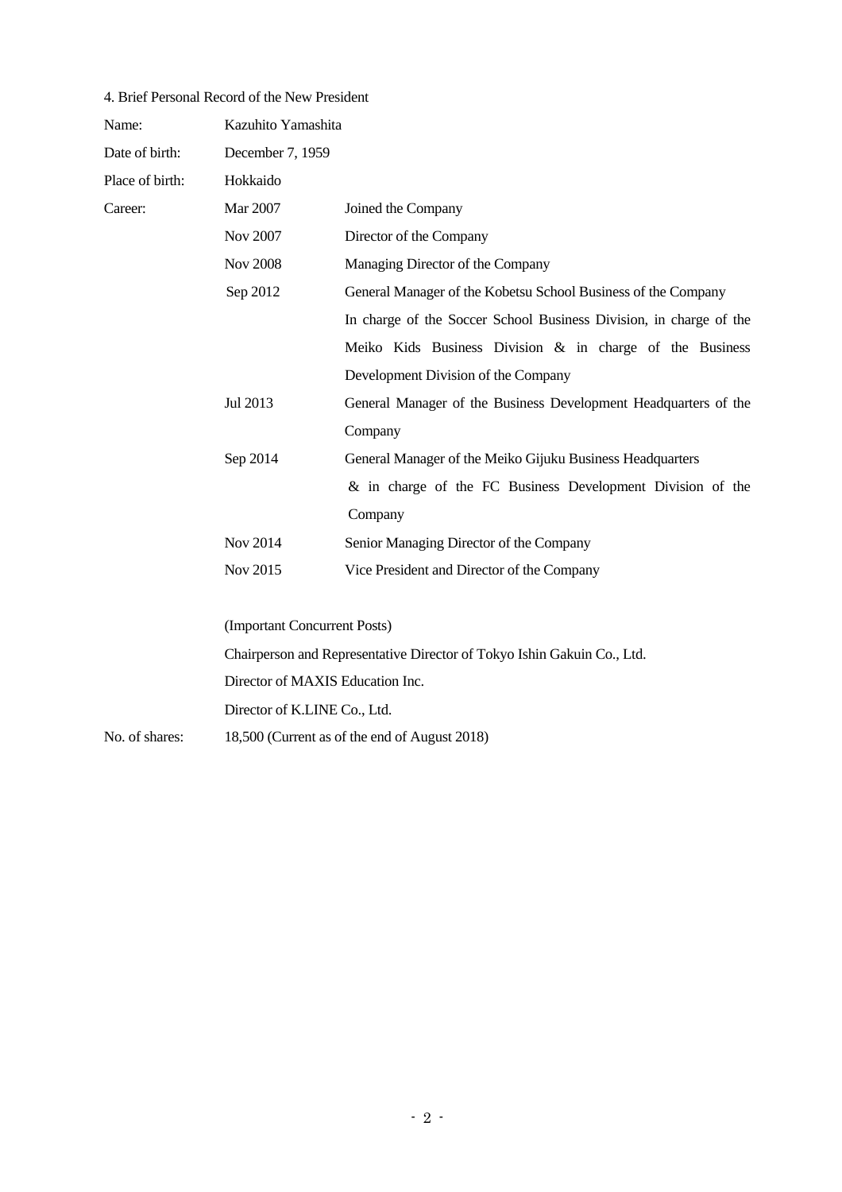4. Brief Personal Record of the New President

| | | |
|---|---|---|
| Name: | Kazuhito Yamashita | |
| Date of birth: | December 7, 1959 | |
| Place of birth: | Hokkaido | |
| Career: | Mar 2007 | Joined the Company |
| | Nov 2007 | Director of the Company |
| | Nov 2008 | Managing Director of the Company |
| | Sep 2012 | General Manager of the Kobetsu School Business of the Company In charge of the Soccer School Business Division, in charge of the Meiko Kids Business Division & in charge of the Business Development Division of the Company |
| | Jul 2013 | General Manager of the Business Development Headquarters of the Company |
| | Sep 2014 | General Manager of the Meiko Gijuku Business Headquarters & in charge of the FC Business Development Division of the Company |
| | Nov 2014 | Senior Managing Director of the Company |
| | Nov 2015 | Vice President and Director of the Company |

(Important Concurrent Posts)

Chairperson and Representative Director of Tokyo Ishin Gakuin Co., Ltd.

Director of MAXIS Education Inc.

Director of K.LINE Co., Ltd.

No. of shares: 18,500 (Current as of the end of August 2018)